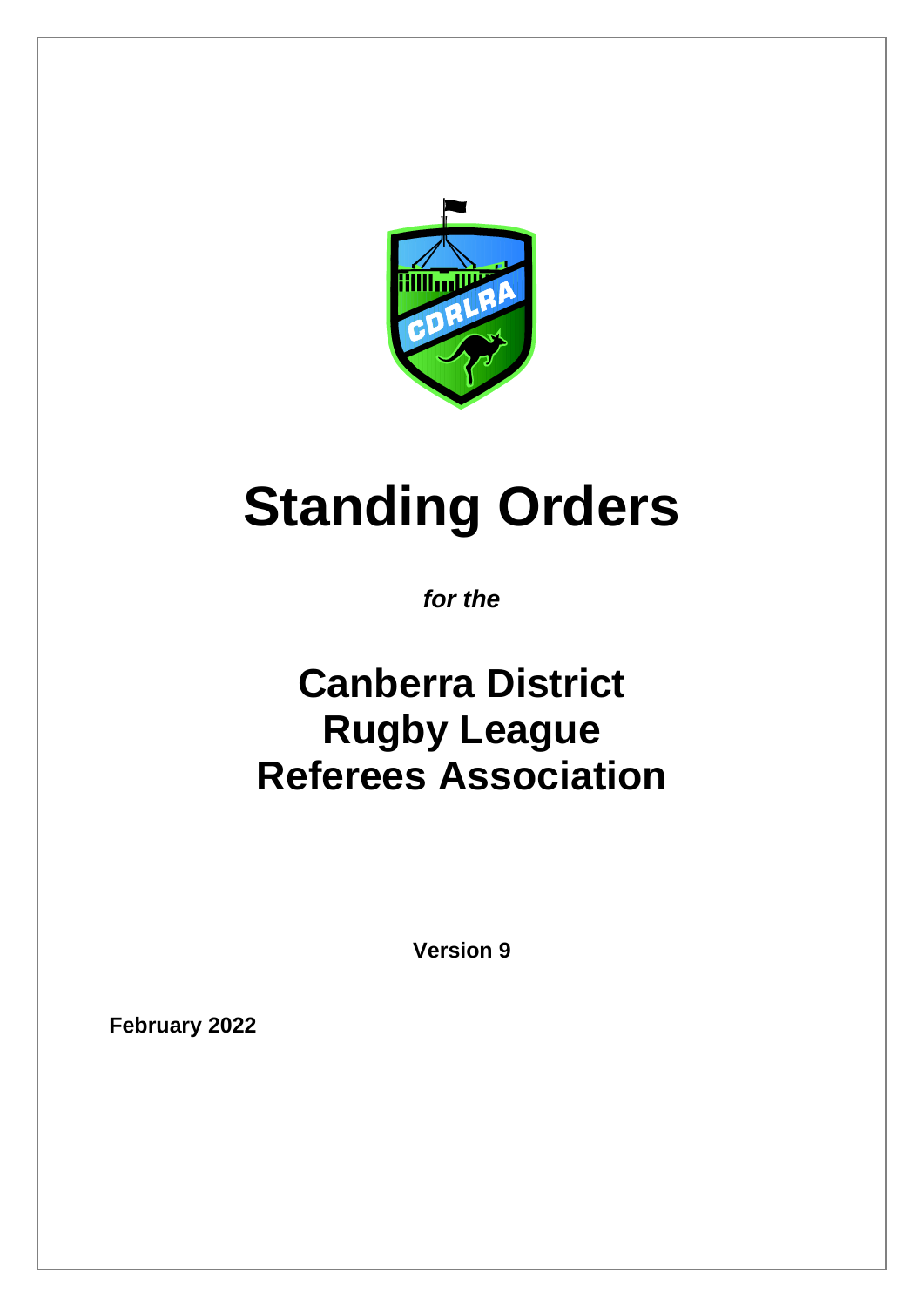# Standing Orders

***for the***

## Canberra District Rugby League Referees Association

**Version 9**

**February 2022**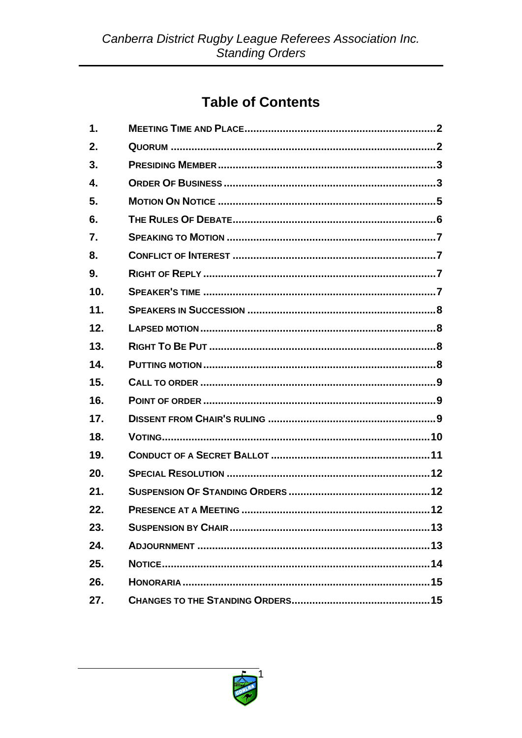# Table of Contents

1. Meeting Time and Place....................2
2. Quorum....................2
3. Presiding Member....................3
4. Order Of Business....................3
5. Motion On Notice....................5
6. The Rules Of Debate....................6
7. Speaking to Motion....................7
8. Conflict of Interest....................7
9. Right of Reply....................7
10. Speaker's time....................7
11. Speakers in Succession....................8
12. Lapsed motion....................8
13. Right To Be Put....................8
14. Putting motion....................8
15. Call to order....................9
16. Point of order....................9
17. Dissent from Chair's ruling....................9
18. Voting....................10
19. Conduct of a Secret Ballot....................11
20. Special Resolution....................12
21. Suspension Of Standing Orders....................12
22. Presence at a Meeting....................12
23. Suspension by Chair....................13
24. Adjournment....................13
25. Notice....................14
26. Honoraria....................15
27. Changes to the Standing Orders....................15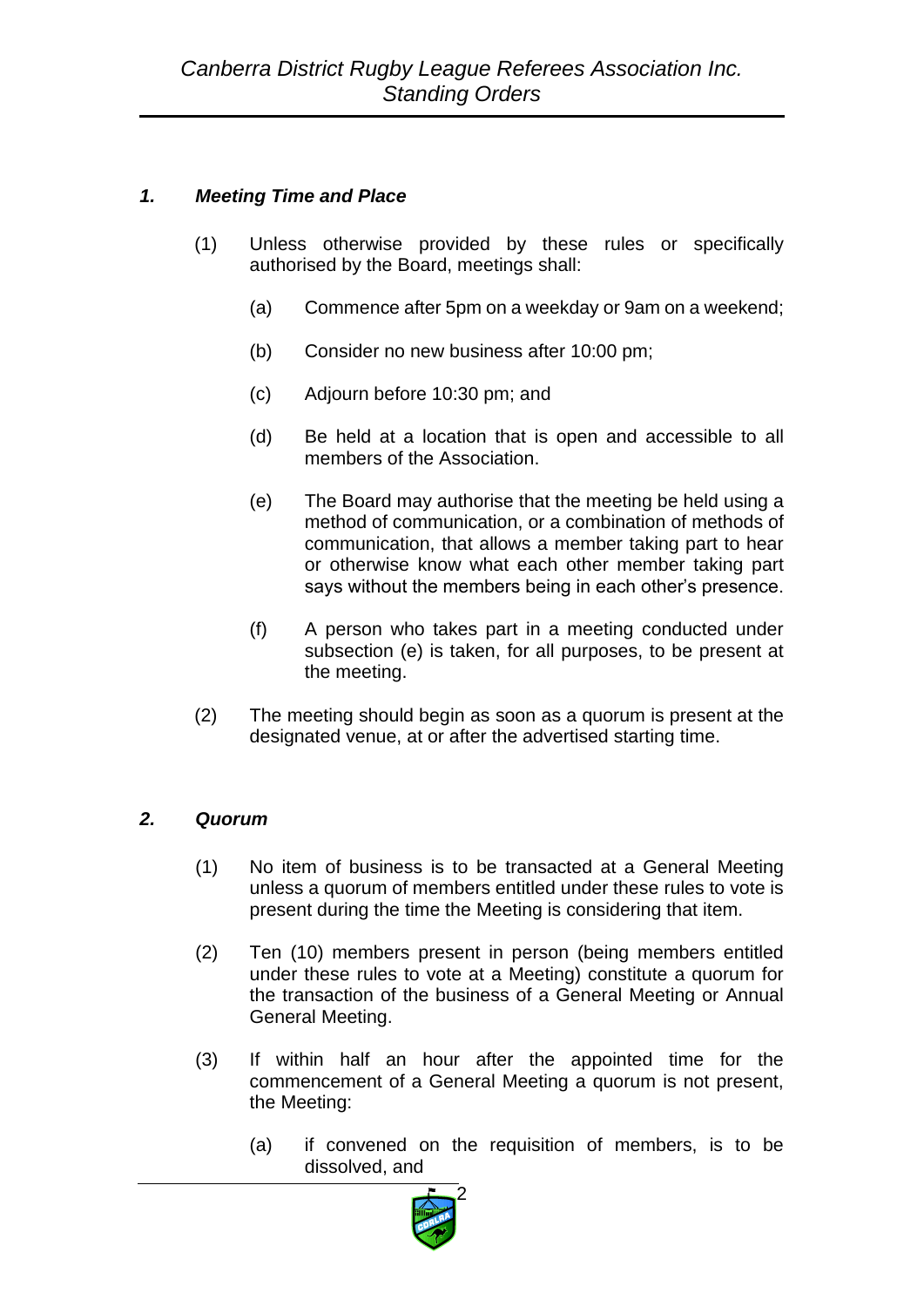### *1. Meeting Time and Place*

(1) Unless otherwise provided by these rules or specifically authorised by the Board, meetings shall:

(a) Commence after 5pm on a weekday or 9am on a weekend;

(b) Consider no new business after 10:00 pm;

(c) Adjourn before 10:30 pm; and

(d) Be held at a location that is open and accessible to all members of the Association.

(e) The Board may authorise that the meeting be held using a method of communication, or a combination of methods of communication, that allows a member taking part to hear or otherwise know what each other member taking part says without the members being in each other's presence.

(f) A person who takes part in a meeting conducted under subsection (e) is taken, for all purposes, to be present at the meeting.

(2) The meeting should begin as soon as a quorum is present at the designated venue, at or after the advertised starting time.

### *2. Quorum*

(1) No item of business is to be transacted at a General Meeting unless a quorum of members entitled under these rules to vote is present during the time the Meeting is considering that item.

(2) Ten (10) members present in person (being members entitled under these rules to vote at a Meeting) constitute a quorum for the transaction of the business of a General Meeting or Annual General Meeting.

(3) If within half an hour after the appointed time for the commencement of a General Meeting a quorum is not present, the Meeting:

(a) if convened on the requisition of members, is to be dissolved, and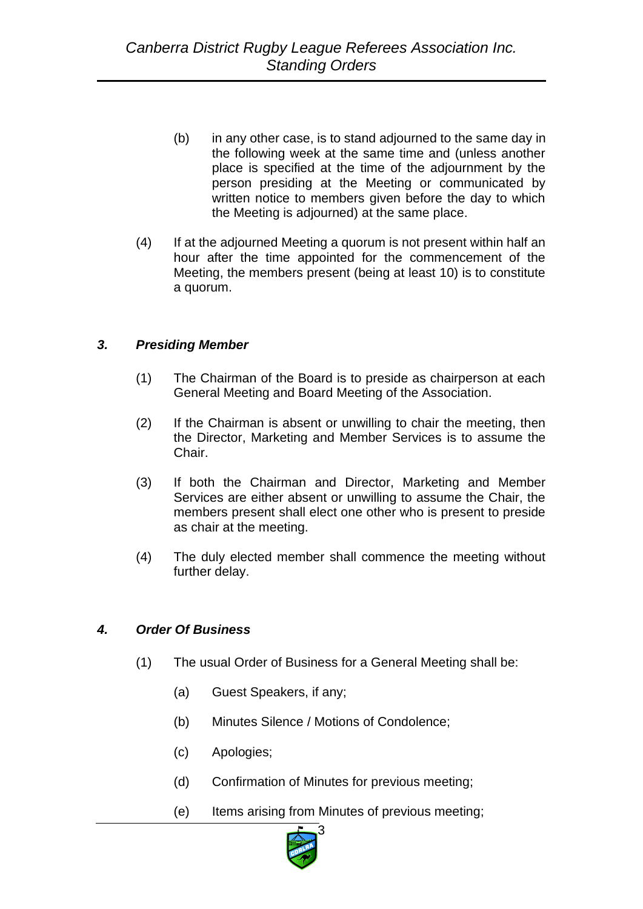(b) in any other case, is to stand adjourned to the same day in the following week at the same time and (unless another place is specified at the time of the adjournment by the person presiding at the Meeting or communicated by written notice to members given before the day to which the Meeting is adjourned) at the same place.

(4) If at the adjourned Meeting a quorum is not present within half an hour after the time appointed for the commencement of the Meeting, the members present (being at least 10) is to constitute a quorum.

### *3. Presiding Member*

(1) The Chairman of the Board is to preside as chairperson at each General Meeting and Board Meeting of the Association.

(2) If the Chairman is absent or unwilling to chair the meeting, then the Director, Marketing and Member Services is to assume the Chair.

(3) If both the Chairman and Director, Marketing and Member Services are either absent or unwilling to assume the Chair, the members present shall elect one other who is present to preside as chair at the meeting.

(4) The duly elected member shall commence the meeting without further delay.

### *4. Order Of Business*

(1) The usual Order of Business for a General Meeting shall be:

(a) Guest Speakers, if any;

(b) Minutes Silence / Motions of Condolence;

(c) Apologies;

(d) Confirmation of Minutes for previous meeting;

(e) Items arising from Minutes of previous meeting;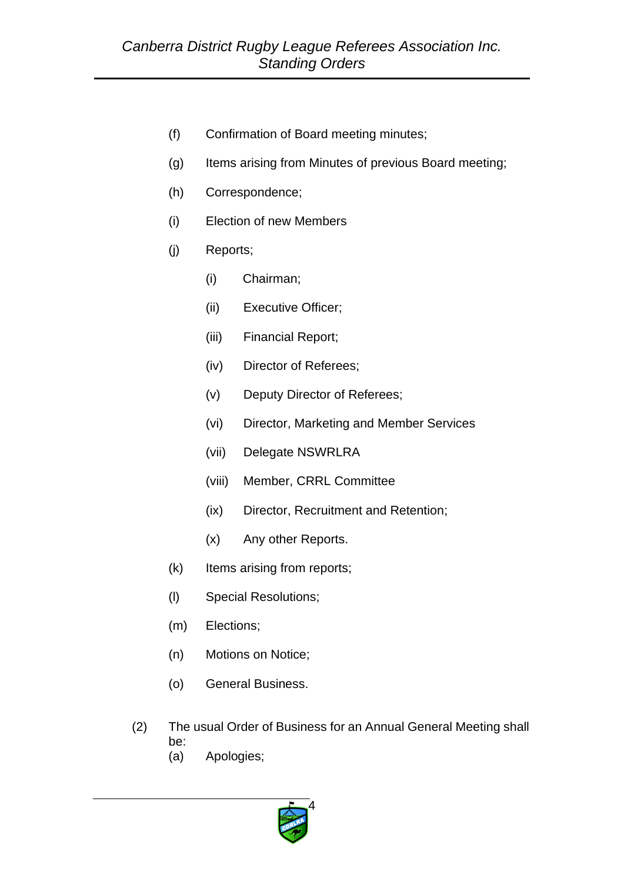(f) Confirmation of Board meeting minutes;

(g) Items arising from Minutes of previous Board meeting;

(h) Correspondence;

(i) Election of new Members

(j) Reports;

  (i) Chairman;

  (ii) Executive Officer;

  (iii) Financial Report;

  (iv) Director of Referees;

  (v) Deputy Director of Referees;

  (vi) Director, Marketing and Member Services

  (vii) Delegate NSWRLRA

  (viii) Member, CRRL Committee

  (ix) Director, Recruitment and Retention;

  (x) Any other Reports.

(k) Items arising from reports;

(l) Special Resolutions;

(m) Elections;

(n) Motions on Notice;

(o) General Business.

(2) The usual Order of Business for an Annual General Meeting shall be:

(a) Apologies;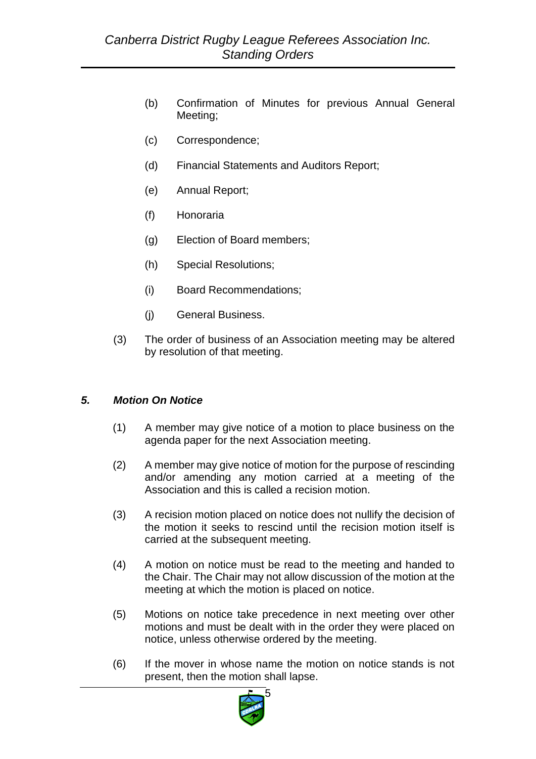(b) Confirmation of Minutes for previous Annual General Meeting;

(c) Correspondence;

(d) Financial Statements and Auditors Report;

(e) Annual Report;

(f) Honoraria

(g) Election of Board members;

(h) Special Resolutions;

(i) Board Recommendations;

(j) General Business.

(3) The order of business of an Association meeting may be altered by resolution of that meeting.

## *5. Motion On Notice*

(1) A member may give notice of a motion to place business on the agenda paper for the next Association meeting.

(2) A member may give notice of motion for the purpose of rescinding and/or amending any motion carried at a meeting of the Association and this is called a recision motion.

(3) A recision motion placed on notice does not nullify the decision of the motion it seeks to rescind until the recision motion itself is carried at the subsequent meeting.

(4) A motion on notice must be read to the meeting and handed to the Chair. The Chair may not allow discussion of the motion at the meeting at which the motion is placed on notice.

(5) Motions on notice take precedence in next meeting over other motions and must be dealt with in the order they were placed on notice, unless otherwise ordered by the meeting.

(6) If the mover in whose name the motion on notice stands is not present, then the motion shall lapse.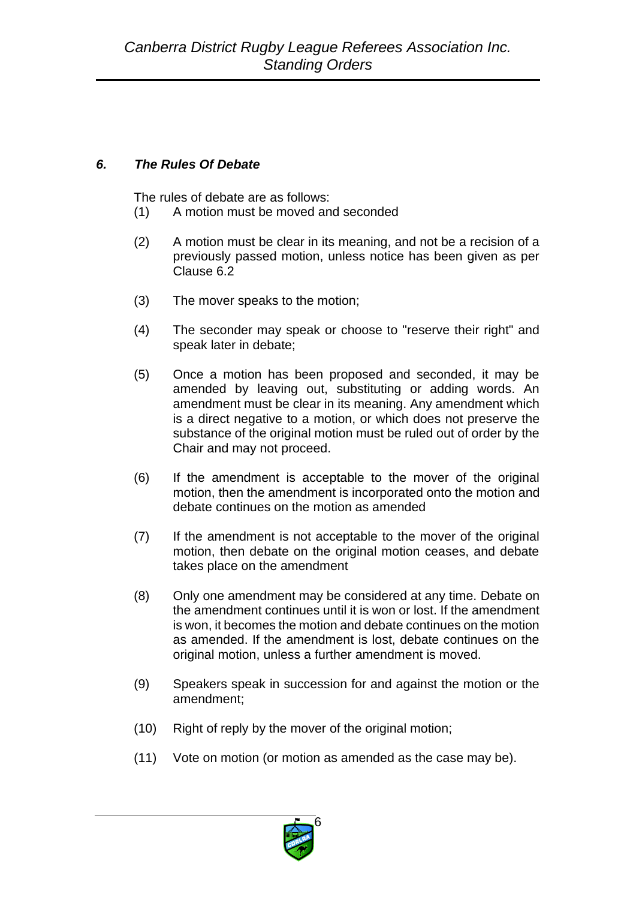## *6. The Rules Of Debate*

The rules of debate are as follows:

(1) A motion must be moved and seconded

(2) A motion must be clear in its meaning, and not be a recision of a previously passed motion, unless notice has been given as per Clause 6.2

(3) The mover speaks to the motion;

(4) The seconder may speak or choose to "reserve their right" and speak later in debate;

(5) Once a motion has been proposed and seconded, it may be amended by leaving out, substituting or adding words. An amendment must be clear in its meaning. Any amendment which is a direct negative to a motion, or which does not preserve the substance of the original motion must be ruled out of order by the Chair and may not proceed.

(6) If the amendment is acceptable to the mover of the original motion, then the amendment is incorporated onto the motion and debate continues on the motion as amended

(7) If the amendment is not acceptable to the mover of the original motion, then debate on the original motion ceases, and debate takes place on the amendment

(8) Only one amendment may be considered at any time. Debate on the amendment continues until it is won or lost. If the amendment is won, it becomes the motion and debate continues on the motion as amended. If the amendment is lost, debate continues on the original motion, unless a further amendment is moved.

(9) Speakers speak in succession for and against the motion or the amendment;

(10) Right of reply by the mover of the original motion;

(11) Vote on motion (or motion as amended as the case may be).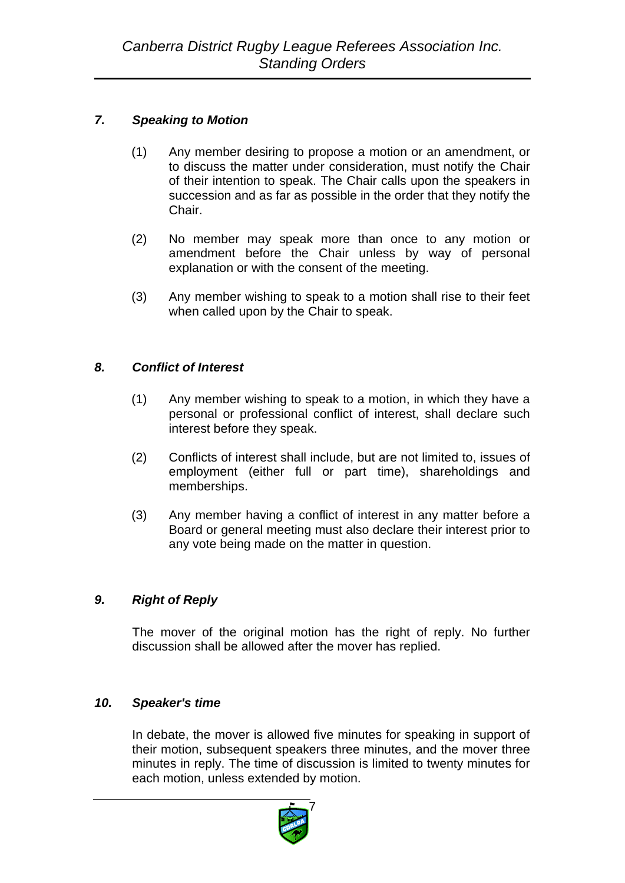### *7. Speaking to Motion*

(1) Any member desiring to propose a motion or an amendment, or to discuss the matter under consideration, must notify the Chair of their intention to speak. The Chair calls upon the speakers in succession and as far as possible in the order that they notify the Chair.

(2) No member may speak more than once to any motion or amendment before the Chair unless by way of personal explanation or with the consent of the meeting.

(3) Any member wishing to speak to a motion shall rise to their feet when called upon by the Chair to speak.

### *8. Conflict of Interest*

(1) Any member wishing to speak to a motion, in which they have a personal or professional conflict of interest, shall declare such interest before they speak.

(2) Conflicts of interest shall include, but are not limited to, issues of employment (either full or part time), shareholdings and memberships.

(3) Any member having a conflict of interest in any matter before a Board or general meeting must also declare their interest prior to any vote being made on the matter in question.

### *9. Right of Reply*

The mover of the original motion has the right of reply. No further discussion shall be allowed after the mover has replied.

### *10. Speaker's time*

In debate, the mover is allowed five minutes for speaking in support of their motion, subsequent speakers three minutes, and the mover three minutes in reply. The time of discussion is limited to twenty minutes for each motion, unless extended by motion.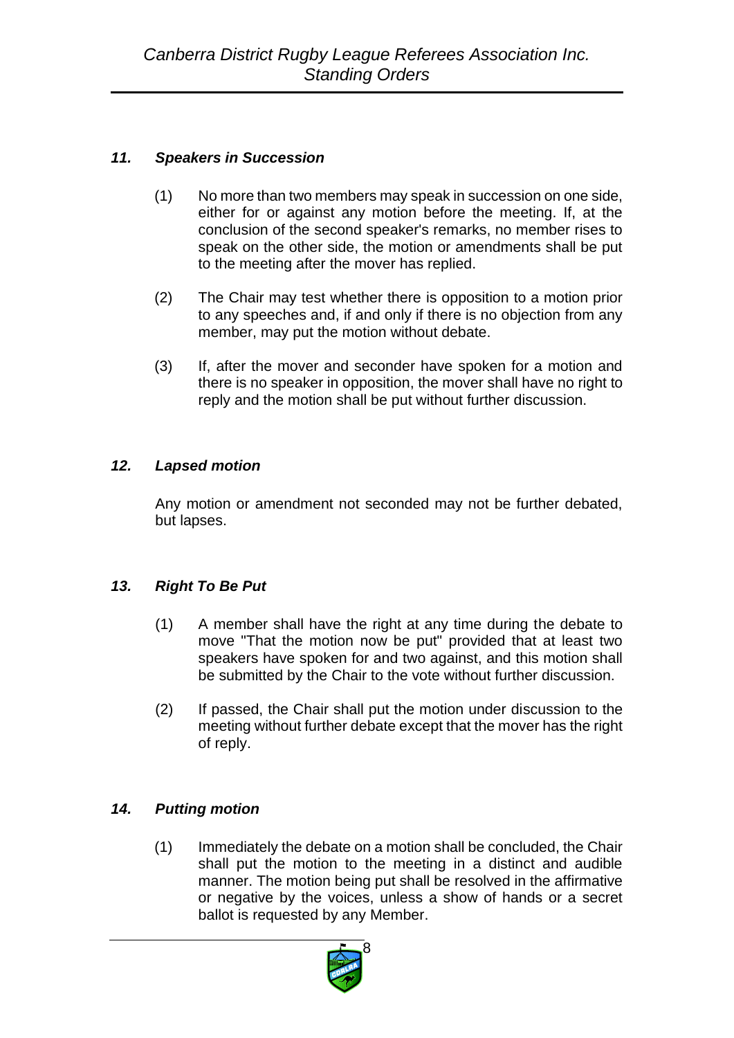### *11. Speakers in Succession*

(1) No more than two members may speak in succession on one side, either for or against any motion before the meeting. If, at the conclusion of the second speaker's remarks, no member rises to speak on the other side, the motion or amendments shall be put to the meeting after the mover has replied.

(2) The Chair may test whether there is opposition to a motion prior to any speeches and, if and only if there is no objection from any member, may put the motion without debate.

(3) If, after the mover and seconder have spoken for a motion and there is no speaker in opposition, the mover shall have no right to reply and the motion shall be put without further discussion.

### *12. Lapsed motion*

Any motion or amendment not seconded may not be further debated, but lapses.

### *13. Right To Be Put*

(1) A member shall have the right at any time during the debate to move "That the motion now be put" provided that at least two speakers have spoken for and two against, and this motion shall be submitted by the Chair to the vote without further discussion.

(2) If passed, the Chair shall put the motion under discussion to the meeting without further debate except that the mover has the right of reply.

### *14. Putting motion*

(1) Immediately the debate on a motion shall be concluded, the Chair shall put the motion to the meeting in a distinct and audible manner. The motion being put shall be resolved in the affirmative or negative by the voices, unless a show of hands or a secret ballot is requested by any Member.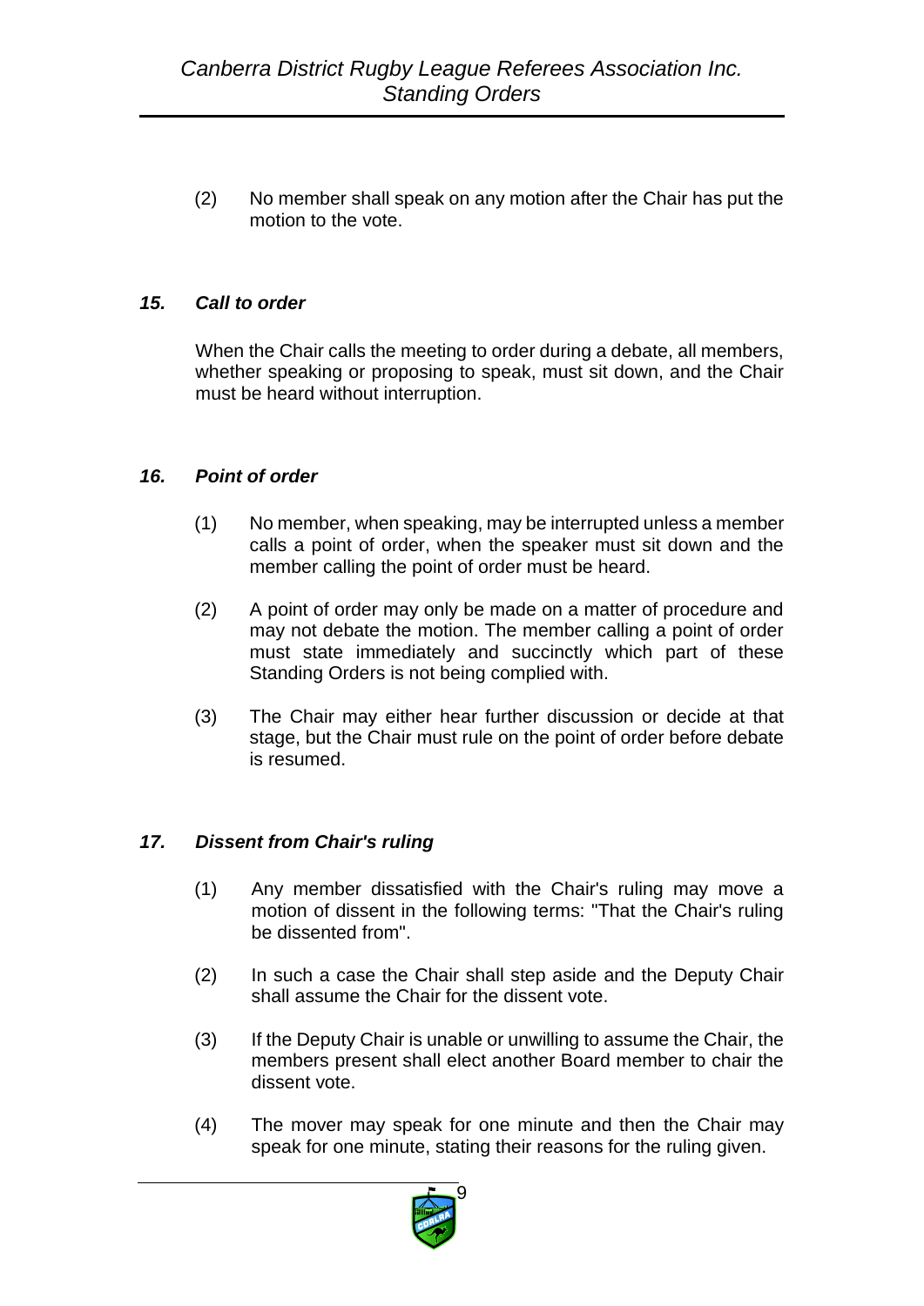(2) No member shall speak on any motion after the Chair has put the motion to the vote.

### *15. Call to order*

When the Chair calls the meeting to order during a debate, all members, whether speaking or proposing to speak, must sit down, and the Chair must be heard without interruption.

### *16. Point of order*

(1) No member, when speaking, may be interrupted unless a member calls a point of order, when the speaker must sit down and the member calling the point of order must be heard.

(2) A point of order may only be made on a matter of procedure and may not debate the motion. The member calling a point of order must state immediately and succinctly which part of these Standing Orders is not being complied with.

(3) The Chair may either hear further discussion or decide at that stage, but the Chair must rule on the point of order before debate is resumed.

### *17. Dissent from Chair's ruling*

(1) Any member dissatisfied with the Chair's ruling may move a motion of dissent in the following terms: "That the Chair's ruling be dissented from".

(2) In such a case the Chair shall step aside and the Deputy Chair shall assume the Chair for the dissent vote.

(3) If the Deputy Chair is unable or unwilling to assume the Chair, the members present shall elect another Board member to chair the dissent vote.

(4) The mover may speak for one minute and then the Chair may speak for one minute, stating their reasons for the ruling given.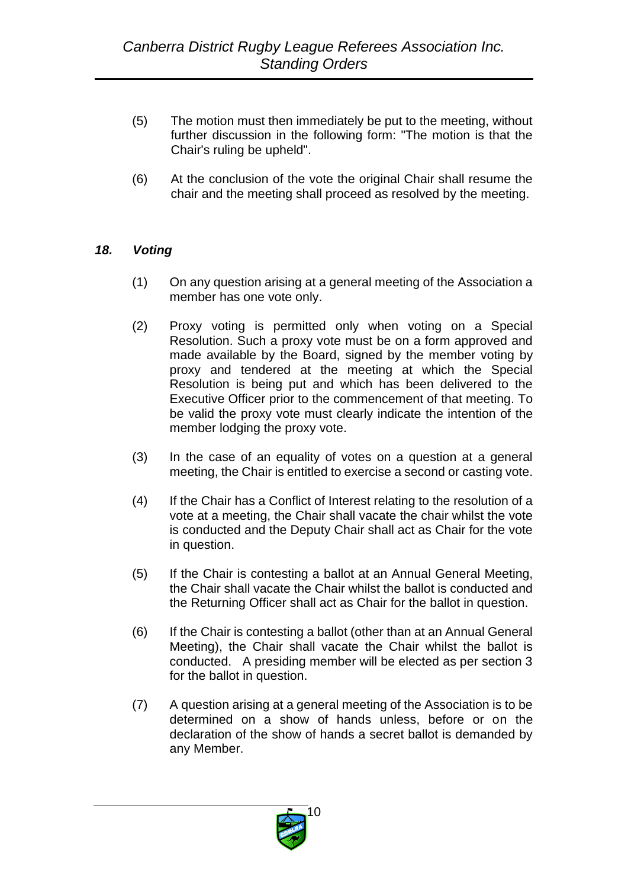(5) The motion must then immediately be put to the meeting, without further discussion in the following form: "The motion is that the Chair's ruling be upheld".

(6) At the conclusion of the vote the original Chair shall resume the chair and the meeting shall proceed as resolved by the meeting.

### *18. Voting*

(1) On any question arising at a general meeting of the Association a member has one vote only.

(2) Proxy voting is permitted only when voting on a Special Resolution. Such a proxy vote must be on a form approved and made available by the Board, signed by the member voting by proxy and tendered at the meeting at which the Special Resolution is being put and which has been delivered to the Executive Officer prior to the commencement of that meeting. To be valid the proxy vote must clearly indicate the intention of the member lodging the proxy vote.

(3) In the case of an equality of votes on a question at a general meeting, the Chair is entitled to exercise a second or casting vote.

(4) If the Chair has a Conflict of Interest relating to the resolution of a vote at a meeting, the Chair shall vacate the chair whilst the vote is conducted and the Deputy Chair shall act as Chair for the vote in question.

(5) If the Chair is contesting a ballot at an Annual General Meeting, the Chair shall vacate the Chair whilst the ballot is conducted and the Returning Officer shall act as Chair for the ballot in question.

(6) If the Chair is contesting a ballot (other than at an Annual General Meeting), the Chair shall vacate the Chair whilst the ballot is conducted. A presiding member will be elected as per section 3 for the ballot in question.

(7) A question arising at a general meeting of the Association is to be determined on a show of hands unless, before or on the declaration of the show of hands a secret ballot is demanded by any Member.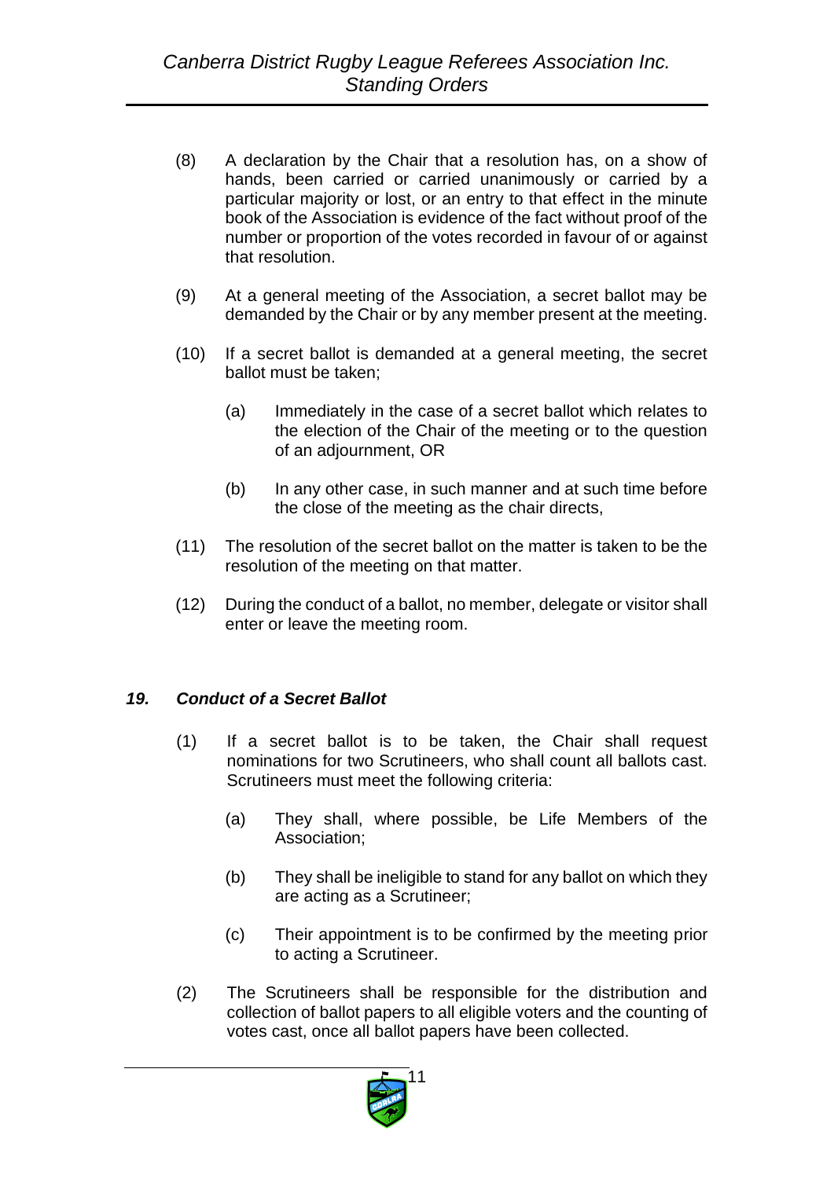(8) A declaration by the Chair that a resolution has, on a show of hands, been carried or carried unanimously or carried by a particular majority or lost, or an entry to that effect in the minute book of the Association is evidence of the fact without proof of the number or proportion of the votes recorded in favour of or against that resolution.

(9) At a general meeting of the Association, a secret ballot may be demanded by the Chair or by any member present at the meeting.

(10) If a secret ballot is demanded at a general meeting, the secret ballot must be taken;

(a) Immediately in the case of a secret ballot which relates to the election of the Chair of the meeting or to the question of an adjournment, OR

(b) In any other case, in such manner and at such time before the close of the meeting as the chair directs,

(11) The resolution of the secret ballot on the matter is taken to be the resolution of the meeting on that matter.

(12) During the conduct of a ballot, no member, delegate or visitor shall enter or leave the meeting room.

### *19. Conduct of a Secret Ballot*

(1) If a secret ballot is to be taken, the Chair shall request nominations for two Scrutineers, who shall count all ballots cast. Scrutineers must meet the following criteria:

(a) They shall, where possible, be Life Members of the Association;

(b) They shall be ineligible to stand for any ballot on which they are acting as a Scrutineer;

(c) Their appointment is to be confirmed by the meeting prior to acting a Scrutineer.

(2) The Scrutineers shall be responsible for the distribution and collection of ballot papers to all eligible voters and the counting of votes cast, once all ballot papers have been collected.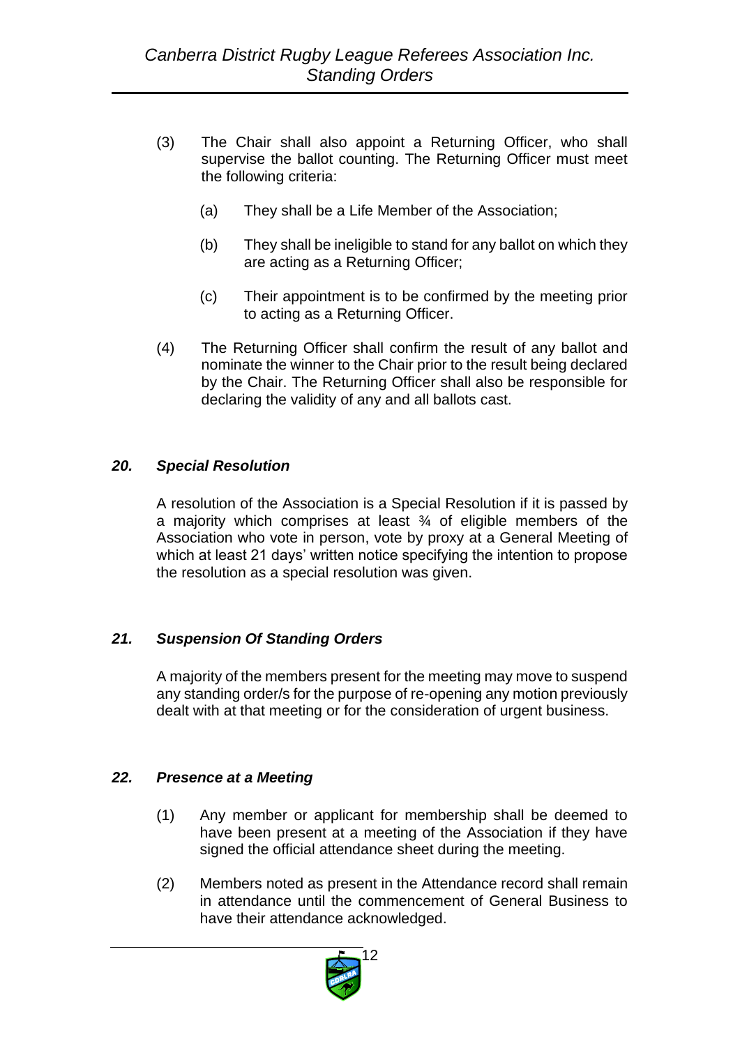(3) The Chair shall also appoint a Returning Officer, who shall supervise the ballot counting. The Returning Officer must meet the following criteria:

   (a) They shall be a Life Member of the Association;

   (b) They shall be ineligible to stand for any ballot on which they are acting as a Returning Officer;

   (c) Their appointment is to be confirmed by the meeting prior to acting as a Returning Officer.

(4) The Returning Officer shall confirm the result of any ballot and nominate the winner to the Chair prior to the result being declared by the Chair. The Returning Officer shall also be responsible for declaring the validity of any and all ballots cast.

### *20. Special Resolution*

A resolution of the Association is a Special Resolution if it is passed by a majority which comprises at least ¾ of eligible members of the Association who vote in person, vote by proxy at a General Meeting of which at least 21 days' written notice specifying the intention to propose the resolution as a special resolution was given.

### *21. Suspension Of Standing Orders*

A majority of the members present for the meeting may move to suspend any standing order/s for the purpose of re-opening any motion previously dealt with at that meeting or for the consideration of urgent business.

### *22. Presence at a Meeting*

(1) Any member or applicant for membership shall be deemed to have been present at a meeting of the Association if they have signed the official attendance sheet during the meeting.

(2) Members noted as present in the Attendance record shall remain in attendance until the commencement of General Business to have their attendance acknowledged.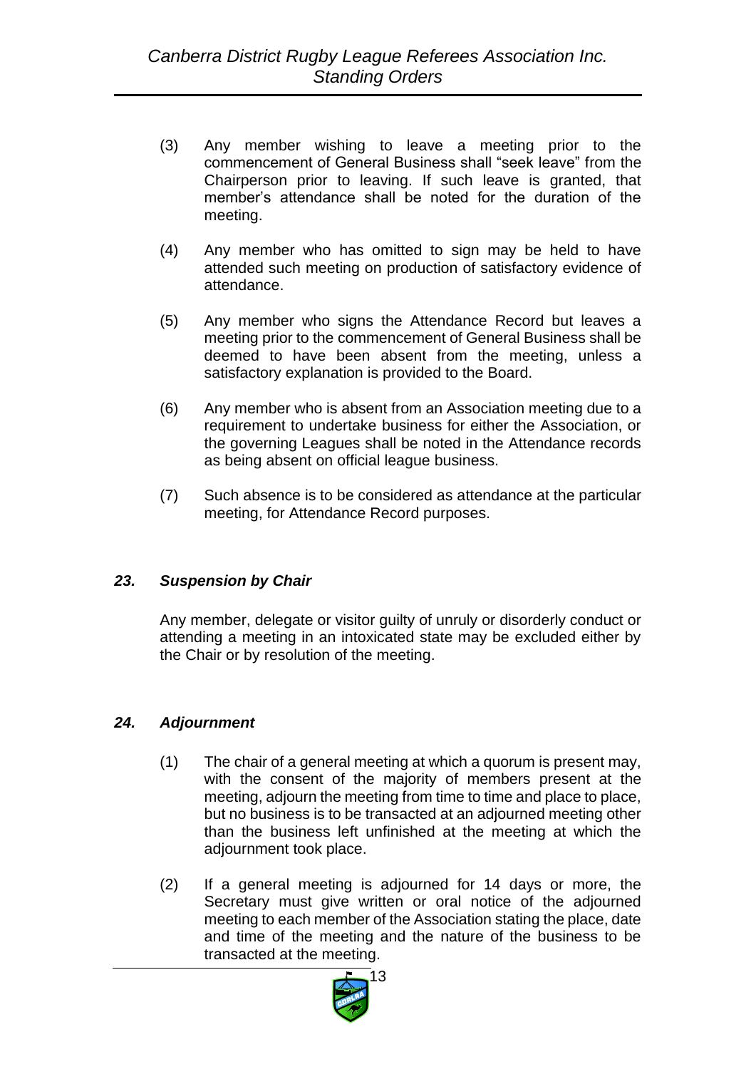(3) Any member wishing to leave a meeting prior to the commencement of General Business shall "seek leave" from the Chairperson prior to leaving. If such leave is granted, that member's attendance shall be noted for the duration of the meeting.

(4) Any member who has omitted to sign may be held to have attended such meeting on production of satisfactory evidence of attendance.

(5) Any member who signs the Attendance Record but leaves a meeting prior to the commencement of General Business shall be deemed to have been absent from the meeting, unless a satisfactory explanation is provided to the Board.

(6) Any member who is absent from an Association meeting due to a requirement to undertake business for either the Association, or the governing Leagues shall be noted in the Attendance records as being absent on official league business.

(7) Such absence is to be considered as attendance at the particular meeting, for Attendance Record purposes.

### *23. Suspension by Chair*

Any member, delegate or visitor guilty of unruly or disorderly conduct or attending a meeting in an intoxicated state may be excluded either by the Chair or by resolution of the meeting.

### *24. Adjournment*

(1) The chair of a general meeting at which a quorum is present may, with the consent of the majority of members present at the meeting, adjourn the meeting from time to time and place to place, but no business is to be transacted at an adjourned meeting other than the business left unfinished at the meeting at which the adjournment took place.

(2) If a general meeting is adjourned for 14 days or more, the Secretary must give written or oral notice of the adjourned meeting to each member of the Association stating the place, date and time of the meeting and the nature of the business to be transacted at the meeting.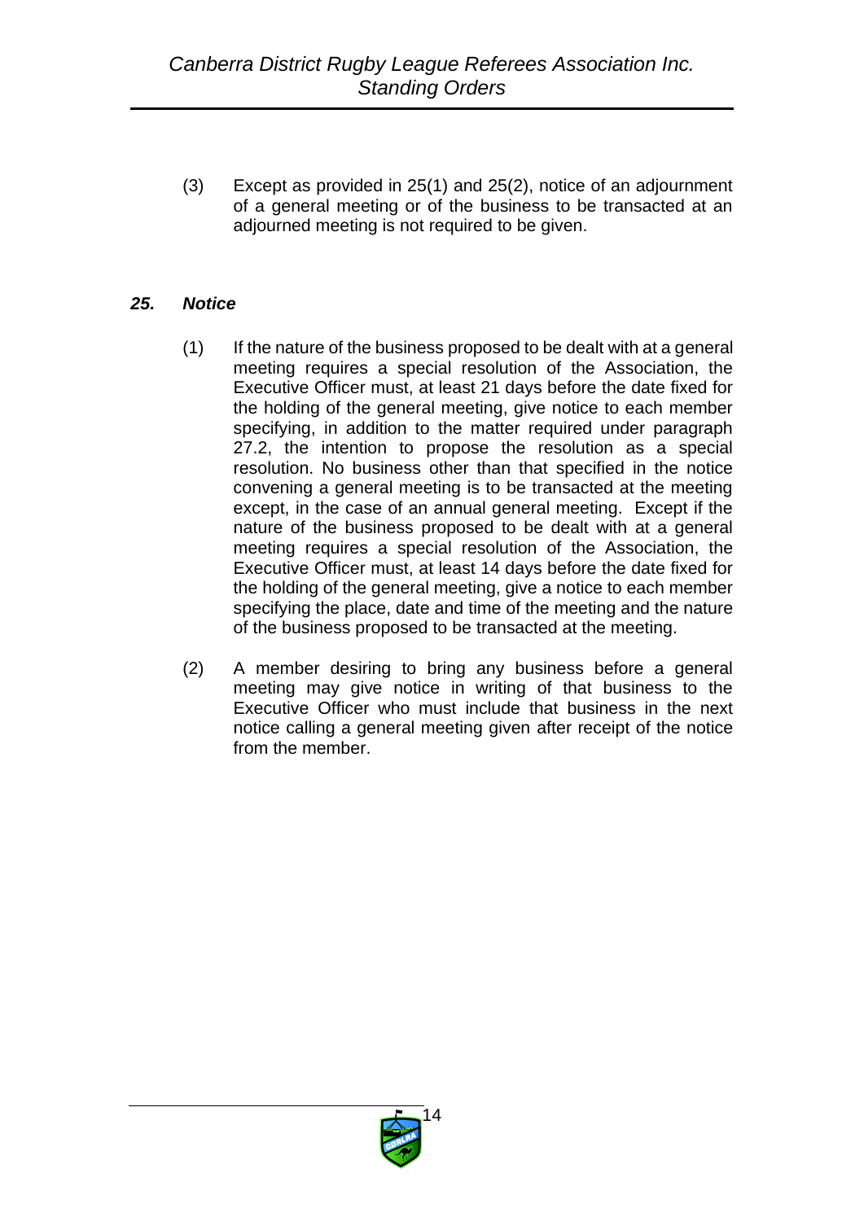(3) Except as provided in 25(1) and 25(2), notice of an adjournment of a general meeting or of the business to be transacted at an adjourned meeting is not required to be given.

### *25. Notice*

(1) If the nature of the business proposed to be dealt with at a general meeting requires a special resolution of the Association, the Executive Officer must, at least 21 days before the date fixed for the holding of the general meeting, give notice to each member specifying, in addition to the matter required under paragraph 27.2, the intention to propose the resolution as a special resolution. No business other than that specified in the notice convening a general meeting is to be transacted at the meeting except, in the case of an annual general meeting. Except if the nature of the business proposed to be dealt with at a general meeting requires a special resolution of the Association, the Executive Officer must, at least 14 days before the date fixed for the holding of the general meeting, give a notice to each member specifying the place, date and time of the meeting and the nature of the business proposed to be transacted at the meeting.

(2) A member desiring to bring any business before a general meeting may give notice in writing of that business to the Executive Officer who must include that business in the next notice calling a general meeting given after receipt of the notice from the member.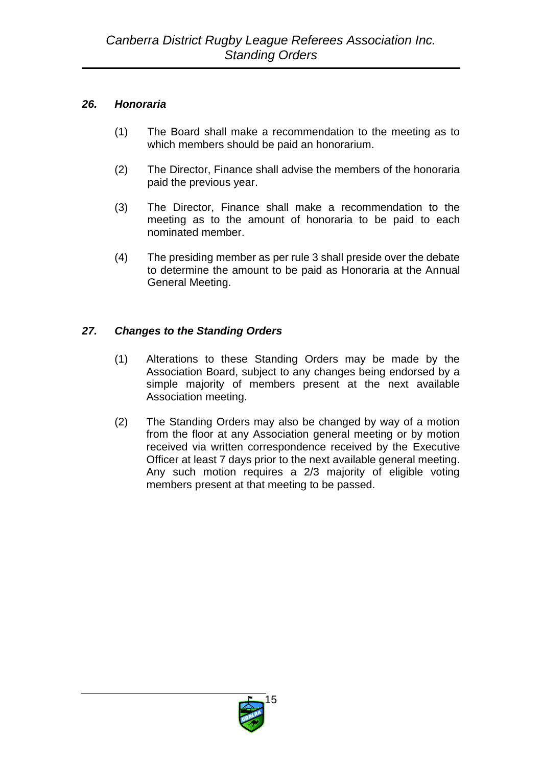### *26. Honoraria*

(1) The Board shall make a recommendation to the meeting as to which members should be paid an honorarium.

(2) The Director, Finance shall advise the members of the honoraria paid the previous year.

(3) The Director, Finance shall make a recommendation to the meeting as to the amount of honoraria to be paid to each nominated member.

(4) The presiding member as per rule 3 shall preside over the debate to determine the amount to be paid as Honoraria at the Annual General Meeting.

### *27. Changes to the Standing Orders*

(1) Alterations to these Standing Orders may be made by the Association Board, subject to any changes being endorsed by a simple majority of members present at the next available Association meeting.

(2) The Standing Orders may also be changed by way of a motion from the floor at any Association general meeting or by motion received via written correspondence received by the Executive Officer at least 7 days prior to the next available general meeting. Any such motion requires a 2/3 majority of eligible voting members present at that meeting to be passed.